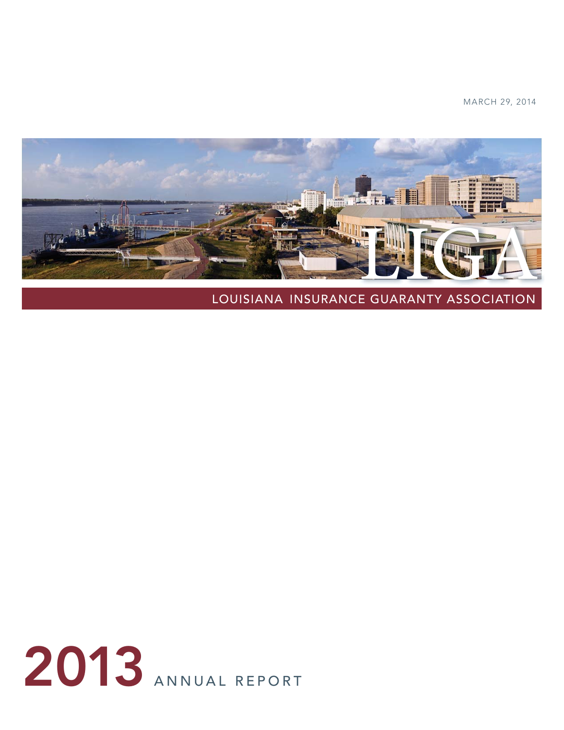MARCH 29, 2014

LIGA

LOUISIANA INSURANCE GUARANTY ASSOCIATION

# 2013 ANNUAL REPORT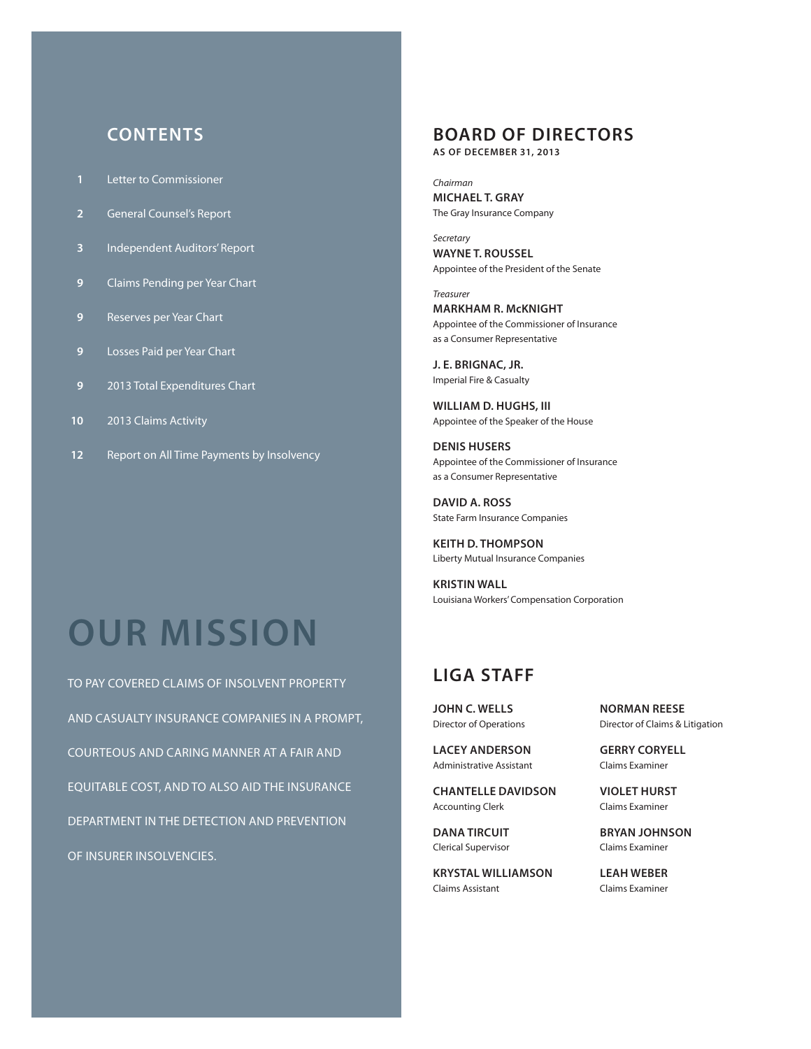## CONTENTS

| | |
|---|---|
| 1 | Letter to Commissioner |
| 2 | General Counsel's Report |
| 3 | Independent Auditors' Report |
| 9 | Claims Pending per Year Chart |
| 9 | Reserves per Year Chart |
| 9 | Losses Paid per Year Chart |
| 9 | 2013 Total Expenditures Chart |
| 10 | 2013 Claims Activity |
| 12 | Report on All Time Payments by Insolvency |

# OUR MISSION

TO PAY COVERED CLAIMS OF INSOLVENT PROPERTY AND CASUALTY INSURANCE COMPANIES IN A PROMPT, COURTEOUS AND CARING MANNER AT A FAIR AND EQUITABLE COST, AND TO ALSO AID THE INSURANCE DEPARTMENT IN THE DETECTION AND PREVENTION OF INSURER INSOLVENCIES.

## BOARD OF DIRECTORS

**AS OF DECEMBER 31, 2013**

*Chairman*
**MICHAEL T. GRAY**
The Gray Insurance Company

*Secretary*
**WAYNE T. ROUSSEL**
Appointee of the President of the Senate

*Treasurer*
**MARKHAM R. McKNIGHT**
Appointee of the Commissioner of Insurance as a Consumer Representative

**J. E. BRIGNAC, JR.**
Imperial Fire & Casualty

**WILLIAM D. HUGHS, III**
Appointee of the Speaker of the House

**DENIS HUSERS**
Appointee of the Commissioner of Insurance as a Consumer Representative

**DAVID A. ROSS**
State Farm Insurance Companies

**KEITH D. THOMPSON**
Liberty Mutual Insurance Companies

**KRISTIN WALL**
Louisiana Workers' Compensation Corporation

## LIGA STAFF

**JOHN C. WELLS**
Director of Operations

**LACEY ANDERSON**
Administrative Assistant

**CHANTELLE DAVIDSON**
Accounting Clerk

**DANA TIRCUIT**
Clerical Supervisor

**KRYSTAL WILLIAMSON**
Claims Assistant

**NORMAN REESE**
Director of Claims & Litigation

**GERRY CORYELL**
Claims Examiner

**VIOLET HURST**
Claims Examiner

**BRYAN JOHNSON**
Claims Examiner

**LEAH WEBER**
Claims Examiner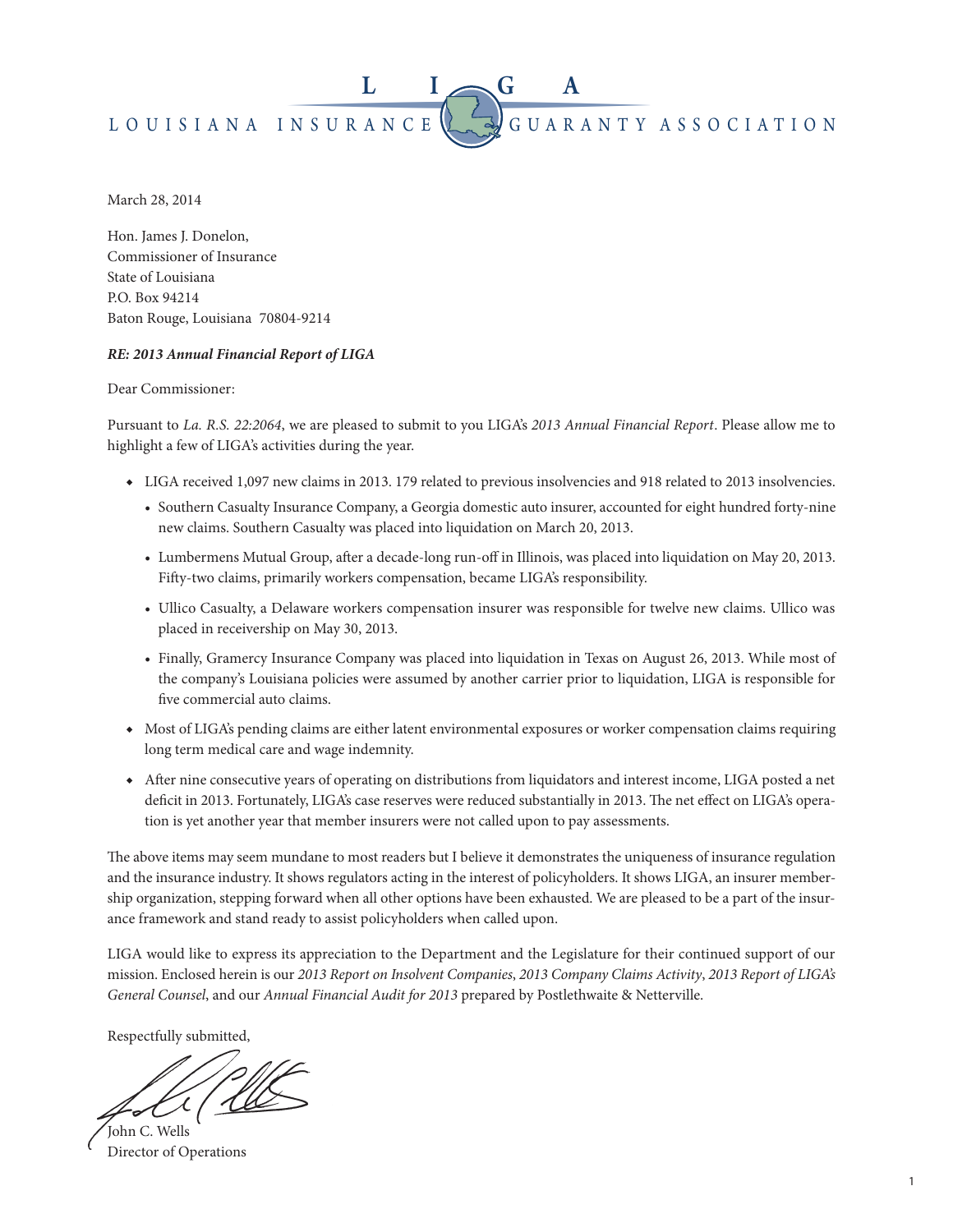# L I G A

LOUISIANA INSURANCE GUARANTY ASSOCIATION

March 28, 2014

Hon. James J. Donelon,
Commissioner of Insurance
State of Louisiana
P.O. Box 94214
Baton Rouge, Louisiana 70804-9214

***RE: 2013 Annual Financial Report of LIGA***

Dear Commissioner:

Pursuant to *La. R.S. 22:2064*, we are pleased to submit to you LIGA's *2013 Annual Financial Report*. Please allow me to highlight a few of LIGA's activities during the year.

- LIGA received 1,097 new claims in 2013. 179 related to previous insolvencies and 918 related to 2013 insolvencies.
  - Southern Casualty Insurance Company, a Georgia domestic auto insurer, accounted for eight hundred forty-nine new claims. Southern Casualty was placed into liquidation on March 20, 2013.
  - Lumbermens Mutual Group, after a decade-long run-off in Illinois, was placed into liquidation on May 20, 2013. Fifty-two claims, primarily workers compensation, became LIGA's responsibility.
  - Ullico Casualty, a Delaware workers compensation insurer was responsible for twelve new claims. Ullico was placed in receivership on May 30, 2013.
  - Finally, Gramercy Insurance Company was placed into liquidation in Texas on August 26, 2013. While most of the company's Louisiana policies were assumed by another carrier prior to liquidation, LIGA is responsible for five commercial auto claims.
- Most of LIGA's pending claims are either latent environmental exposures or worker compensation claims requiring long term medical care and wage indemnity.
- After nine consecutive years of operating on distributions from liquidators and interest income, LIGA posted a net deficit in 2013. Fortunately, LIGA's case reserves were reduced substantially in 2013. The net effect on LIGA's operation is yet another year that member insurers were not called upon to pay assessments.

The above items may seem mundane to most readers but I believe it demonstrates the uniqueness of insurance regulation and the insurance industry. It shows regulators acting in the interest of policyholders. It shows LIGA, an insurer membership organization, stepping forward when all other options have been exhausted. We are pleased to be a part of the insurance framework and stand ready to assist policyholders when called upon.

LIGA would like to express its appreciation to the Department and the Legislature for their continued support of our mission. Enclosed herein is our *2013 Report on Insolvent Companies*, *2013 Company Claims Activity*, *2013 Report of LIGA's General Counsel*, and our *Annual Financial Audit for 2013* prepared by Postlethwaite & Netterville.

Respectfully submitted,

John C. Wells
Director of Operations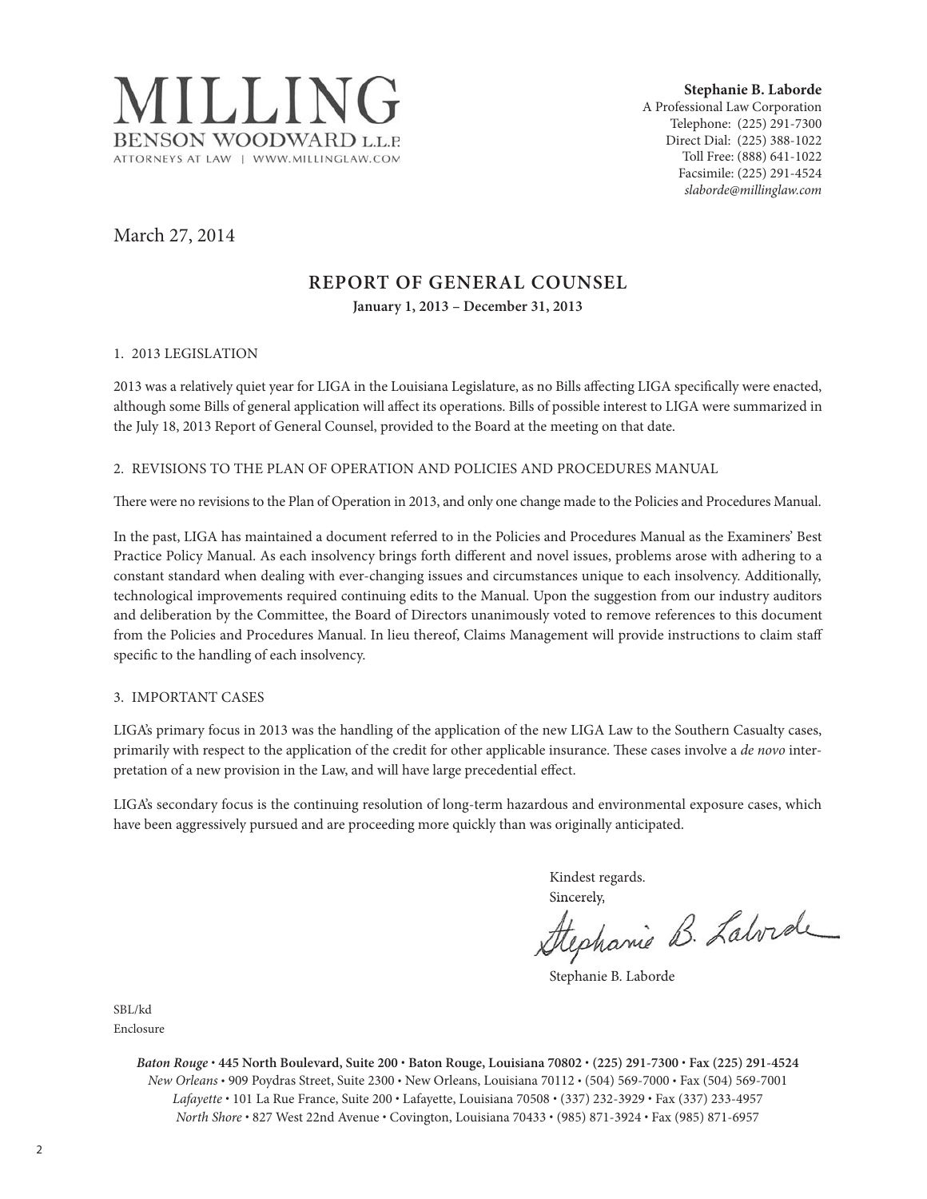MILLING
BENSON WOODWARD L.L.P.
ATTORNEYS AT LAW | WWW.MILLINGLAW.COM

**Stephanie B. Laborde**
A Professional Law Corporation
Telephone: (225) 291-7300
Direct Dial: (225) 388-1022
Toll Free: (888) 641-1022
Facsimile: (225) 291-4524
*slaborde@millinglaw.com*

March 27, 2014

## REPORT OF GENERAL COUNSEL

**January 1, 2013 – December 31, 2013**

1. 2013 LEGISLATION

2013 was a relatively quiet year for LIGA in the Louisiana Legislature, as no Bills affecting LIGA specifically were enacted, although some Bills of general application will affect its operations. Bills of possible interest to LIGA were summarized in the July 18, 2013 Report of General Counsel, provided to the Board at the meeting on that date.

2. REVISIONS TO THE PLAN OF OPERATION AND POLICIES AND PROCEDURES MANUAL

There were no revisions to the Plan of Operation in 2013, and only one change made to the Policies and Procedures Manual.

In the past, LIGA has maintained a document referred to in the Policies and Procedures Manual as the Examiners' Best Practice Policy Manual. As each insolvency brings forth different and novel issues, problems arose with adhering to a constant standard when dealing with ever-changing issues and circumstances unique to each insolvency. Additionally, technological improvements required continuing edits to the Manual. Upon the suggestion from our industry auditors and deliberation by the Committee, the Board of Directors unanimously voted to remove references to this document from the Policies and Procedures Manual. In lieu thereof, Claims Management will provide instructions to claim staff specific to the handling of each insolvency.

3. IMPORTANT CASES

LIGA's primary focus in 2013 was the handling of the application of the new LIGA Law to the Southern Casualty cases, primarily with respect to the application of the credit for other applicable insurance. These cases involve a *de novo* interpretation of a new provision in the Law, and will have large precedential effect.

LIGA's secondary focus is the continuing resolution of long-term hazardous and environmental exposure cases, which have been aggressively pursued and are proceeding more quickly than was originally anticipated.

Kindest regards.
Sincerely,

Stephanie B. Laborde

Stephanie B. Laborde

SBL/kd
Enclosure

***Baton Rouge*** **• 445 North Boulevard, Suite 200 • Baton Rouge, Louisiana 70802 • (225) 291-7300 • Fax (225) 291-4524**
*New Orleans* • 909 Poydras Street, Suite 2300 • New Orleans, Louisiana 70112 • (504) 569-7000 • Fax (504) 569-7001
*Lafayette* • 101 La Rue France, Suite 200 • Lafayette, Louisiana 70508 • (337) 232-3929 • Fax (337) 233-4957
*North Shore* • 827 West 22nd Avenue • Covington, Louisiana 70433 • (985) 871-3924 • Fax (985) 871-6957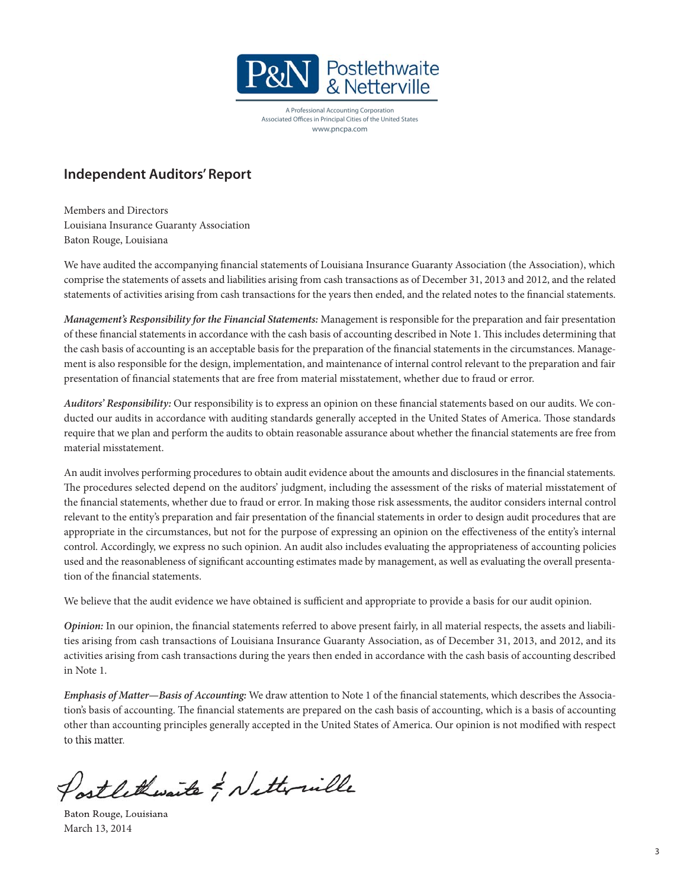P&N Postlethwaite & Netterville

A Professional Accounting Corporation
Associated Offices in Principal Cities of the United States
www.pncpa.com

## Independent Auditors' Report

Members and Directors
Louisiana Insurance Guaranty Association
Baton Rouge, Louisiana

We have audited the accompanying financial statements of Louisiana Insurance Guaranty Association (the Association), which comprise the statements of assets and liabilities arising from cash transactions as of December 31, 2013 and 2012, and the related statements of activities arising from cash transactions for the years then ended, and the related notes to the financial statements.

***Management's Responsibility for the Financial Statements:*** Management is responsible for the preparation and fair presentation of these financial statements in accordance with the cash basis of accounting described in Note 1. This includes determining that the cash basis of accounting is an acceptable basis for the preparation of the financial statements in the circumstances. Management is also responsible for the design, implementation, and maintenance of internal control relevant to the preparation and fair presentation of financial statements that are free from material misstatement, whether due to fraud or error.

***Auditors' Responsibility:*** Our responsibility is to express an opinion on these financial statements based on our audits. We conducted our audits in accordance with auditing standards generally accepted in the United States of America. Those standards require that we plan and perform the audits to obtain reasonable assurance about whether the financial statements are free from material misstatement.

An audit involves performing procedures to obtain audit evidence about the amounts and disclosures in the financial statements. The procedures selected depend on the auditors' judgment, including the assessment of the risks of material misstatement of the financial statements, whether due to fraud or error. In making those risk assessments, the auditor considers internal control relevant to the entity's preparation and fair presentation of the financial statements in order to design audit procedures that are appropriate in the circumstances, but not for the purpose of expressing an opinion on the effectiveness of the entity's internal control. Accordingly, we express no such opinion. An audit also includes evaluating the appropriateness of accounting policies used and the reasonableness of significant accounting estimates made by management, as well as evaluating the overall presentation of the financial statements.

We believe that the audit evidence we have obtained is sufficient and appropriate to provide a basis for our audit opinion.

***Opinion:*** In our opinion, the financial statements referred to above present fairly, in all material respects, the assets and liabilities arising from cash transactions of Louisiana Insurance Guaranty Association, as of December 31, 2013, and 2012, and its activities arising from cash transactions during the years then ended in accordance with the cash basis of accounting described in Note 1.

***Emphasis of Matter—Basis of Accounting:*** We draw attention to Note 1 of the financial statements, which describes the Association's basis of accounting. The financial statements are prepared on the cash basis of accounting, which is a basis of accounting other than accounting principles generally accepted in the United States of America. Our opinion is not modified with respect to this matter.

Postlethwaite & Netterville

Baton Rouge, Louisiana
March 13, 2014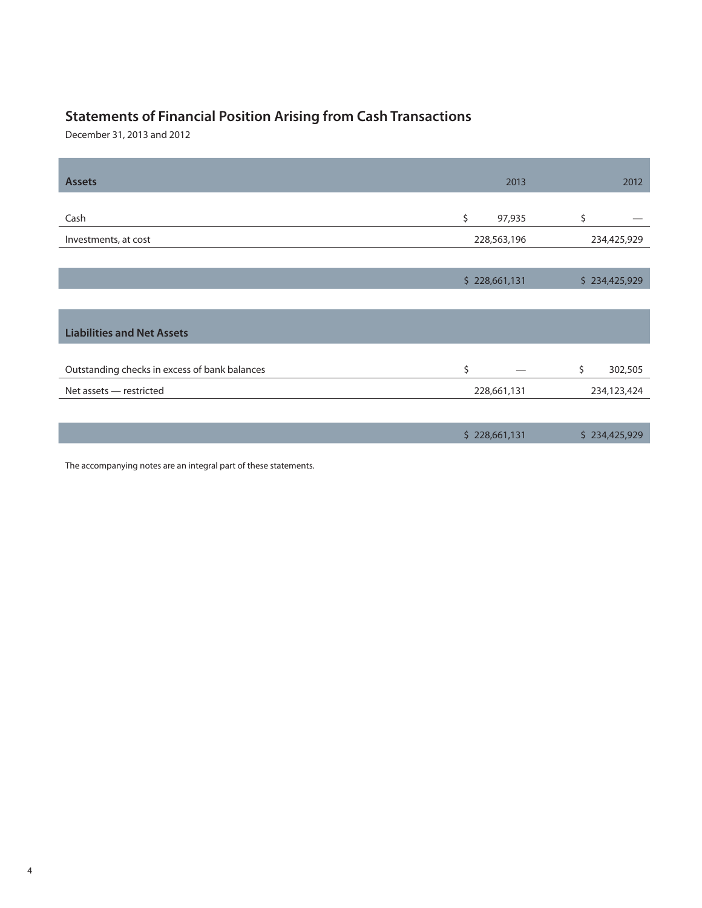## Statements of Financial Position Arising from Cash Transactions

December 31, 2013 and 2012

| Assets | 2013 | 2012 |
|---|---|---|
| Cash | $ 97,935 | $ — |
| Investments, at cost | 228,563,196 | 234,425,929 |
| | $ 228,661,131 | $ 234,425,929 |
| **Liabilities and Net Assets** | | |
| Outstanding checks in excess of bank balances | $ — | $ 302,505 |
| Net assets — restricted | 228,661,131 | 234,123,424 |
| | $ 228,661,131 | $ 234,425,929 |

The accompanying notes are an integral part of these statements.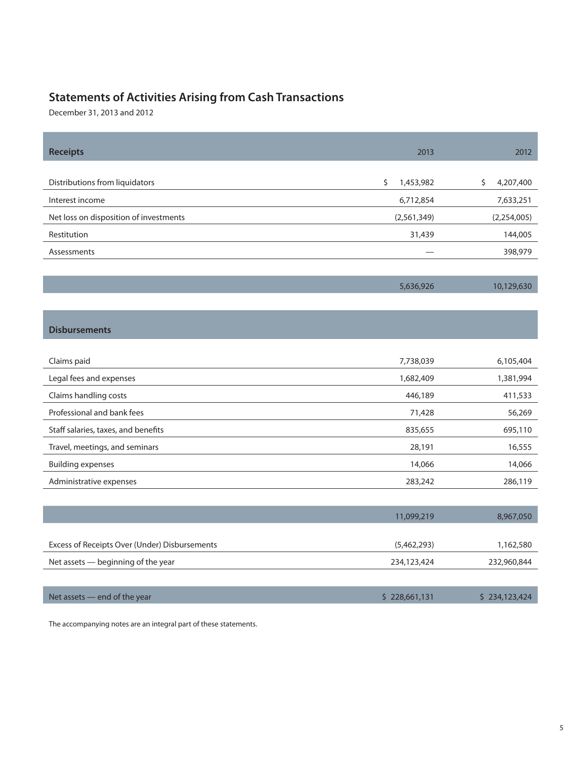## Statements of Activities Arising from Cash Transactions

December 31, 2013 and 2012

| **Receipts** | 2013 | 2012 |
|---|---|---|
| Distributions from liquidators | $ 1,453,982 | $ 4,207,400 |
| Interest income | 6,712,854 | 7,633,251 |
| Net loss on disposition of investments | (2,561,349) | (2,254,005) |
| Restitution | 31,439 | 144,005 |
| Assessments | — | 398,979 |
| | 5,636,926 | 10,129,630 |
| **Disbursements** | | |
| Claims paid | 7,738,039 | 6,105,404 |
| Legal fees and expenses | 1,682,409 | 1,381,994 |
| Claims handling costs | 446,189 | 411,533 |
| Professional and bank fees | 71,428 | 56,269 |
| Staff salaries, taxes, and benefits | 835,655 | 695,110 |
| Travel, meetings, and seminars | 28,191 | 16,555 |
| Building expenses | 14,066 | 14,066 |
| Administrative expenses | 283,242 | 286,119 |
| | 11,099,219 | 8,967,050 |
| Excess of Receipts Over (Under) Disbursements | (5,462,293) | 1,162,580 |
| Net assets — beginning of the year | 234,123,424 | 232,960,844 |
| Net assets — end of the year | $ 228,661,131 | $ 234,123,424 |

The accompanying notes are an integral part of these statements.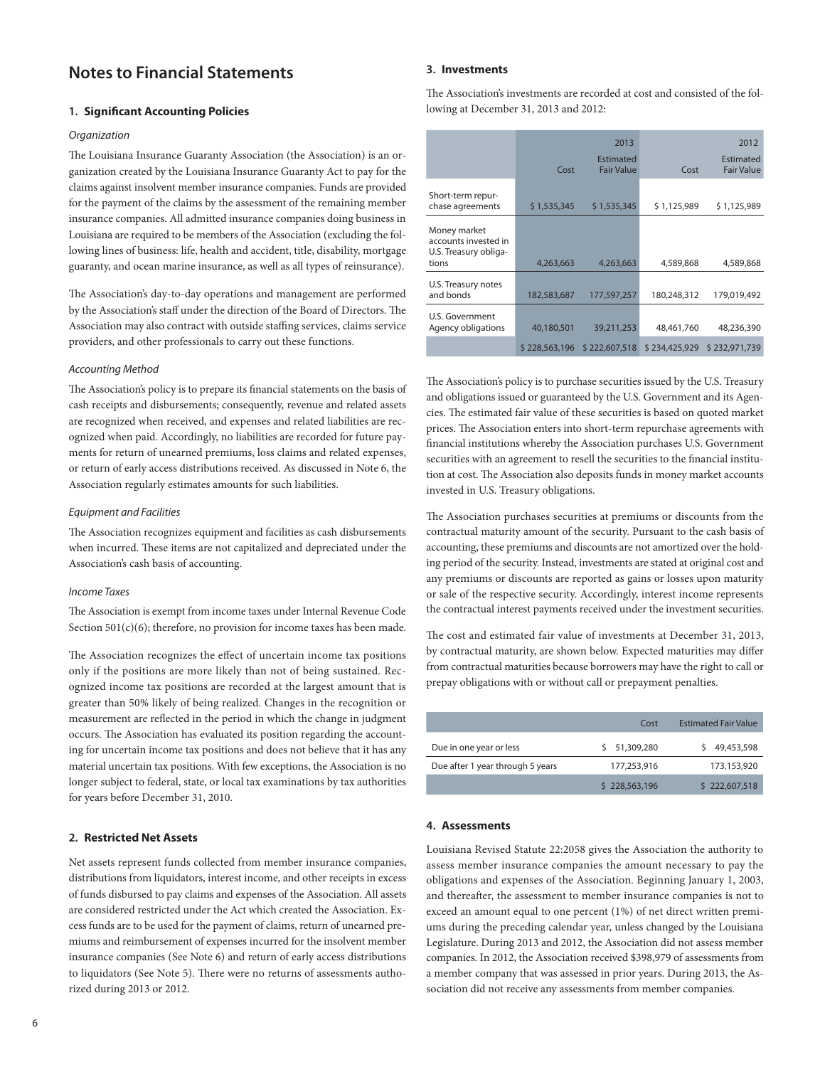# Notes to Financial Statements

## 1. Significant Accounting Policies

*Organization*

The Louisiana Insurance Guaranty Association (the Association) is an organization created by the Louisiana Insurance Guaranty Act to pay for the claims against insolvent member insurance companies. Funds are provided for the payment of the claims by the assessment of the remaining member insurance companies. All admitted insurance companies doing business in Louisiana are required to be members of the Association (excluding the following lines of business: life, health and accident, title, disability, mortgage guaranty, and ocean marine insurance, as well as all types of reinsurance).

The Association's day-to-day operations and management are performed by the Association's staff under the direction of the Board of Directors. The Association may also contract with outside staffing services, claims service providers, and other professionals to carry out these functions.

*Accounting Method*

The Association's policy is to prepare its financial statements on the basis of cash receipts and disbursements; consequently, revenue and related assets are recognized when received, and expenses and related liabilities are recognized when paid. Accordingly, no liabilities are recorded for future payments for return of unearned premiums, loss claims and related expenses, or return of early access distributions received. As discussed in Note 6, the Association regularly estimates amounts for such liabilities.

*Equipment and Facilities*

The Association recognizes equipment and facilities as cash disbursements when incurred. These items are not capitalized and depreciated under the Association's cash basis of accounting.

*Income Taxes*

The Association is exempt from income taxes under Internal Revenue Code Section 501(c)(6); therefore, no provision for income taxes has been made.

The Association recognizes the effect of uncertain income tax positions only if the positions are more likely than not of being sustained. Recognized income tax positions are recorded at the largest amount that is greater than 50% likely of being realized. Changes in the recognition or measurement are reflected in the period in which the change in judgment occurs. The Association has evaluated its position regarding the accounting for uncertain income tax positions and does not believe that it has any material uncertain tax positions. With few exceptions, the Association is no longer subject to federal, state, or local tax examinations by tax authorities for years before December 31, 2010.

## 2. Restricted Net Assets

Net assets represent funds collected from member insurance companies, distributions from liquidators, interest income, and other receipts in excess of funds disbursed to pay claims and expenses of the Association. All assets are considered restricted under the Act which created the Association. Excess funds are to be used for the payment of claims, return of unearned premiums and reimbursement of expenses incurred for the insolvent member insurance companies (See Note 6) and return of early access distributions to liquidators (See Note 5). There were no returns of assessments authorized during 2013 or 2012.

## 3. Investments

The Association's investments are recorded at cost and consisted of the following at December 31, 2013 and 2012:

| | 2013 | | 2012 | |
|---|---|---|---|---|
| | Cost | Estimated Fair Value | Cost | Estimated Fair Value |
| Short-term repurchase agreements | $ 1,535,345 | $ 1,535,345 | $ 1,125,989 | $ 1,125,989 |
| Money market accounts invested in U.S. Treasury obligations | 4,263,663 | 4,263,663 | 4,589,868 | 4,589,868 |
| U.S. Treasury notes and bonds | 182,583,687 | 177,597,257 | 180,248,312 | 179,019,492 |
| U.S. Government Agency obligations | 40,180,501 | 39,211,253 | 48,461,760 | 48,236,390 |
| | $ 228,563,196 | $ 222,607,518 | $ 234,425,929 | $ 232,971,739 |

The Association's policy is to purchase securities issued by the U.S. Treasury and obligations issued or guaranteed by the U.S. Government and its Agencies. The estimated fair value of these securities is based on quoted market prices. The Association enters into short-term repurchase agreements with financial institutions whereby the Association purchases U.S. Government securities with an agreement to resell the securities to the financial institution at cost. The Association also deposits funds in money market accounts invested in U.S. Treasury obligations.

The Association purchases securities at premiums or discounts from the contractual maturity amount of the security. Pursuant to the cash basis of accounting, these premiums and discounts are not amortized over the holding period of the security. Instead, investments are stated at original cost and any premiums or discounts are reported as gains or losses upon maturity or sale of the respective security. Accordingly, interest income represents the contractual interest payments received under the investment securities.

The cost and estimated fair value of investments at December 31, 2013, by contractual maturity, are shown below. Expected maturities may differ from contractual maturities because borrowers may have the right to call or prepay obligations with or without call or prepayment penalties.

| | Cost | Estimated Fair Value |
|---|---|---|
| Due in one year or less | $ 51,309,280 | $ 49,453,598 |
| Due after 1 year through 5 years | 177,253,916 | 173,153,920 |
| | $ 228,563,196 | $ 222,607,518 |

## 4. Assessments

Louisiana Revised Statute 22:2058 gives the Association the authority to assess member insurance companies the amount necessary to pay the obligations and expenses of the Association. Beginning January 1, 2003, and thereafter, the assessment to member insurance companies is not to exceed an amount equal to one percent (1%) of net direct written premiums during the preceding calendar year, unless changed by the Louisiana Legislature. During 2013 and 2012, the Association did not assess member companies. In 2012, the Association received $398,979 of assessments from a member company that was assessed in prior years. During 2013, the Association did not receive any assessments from member companies.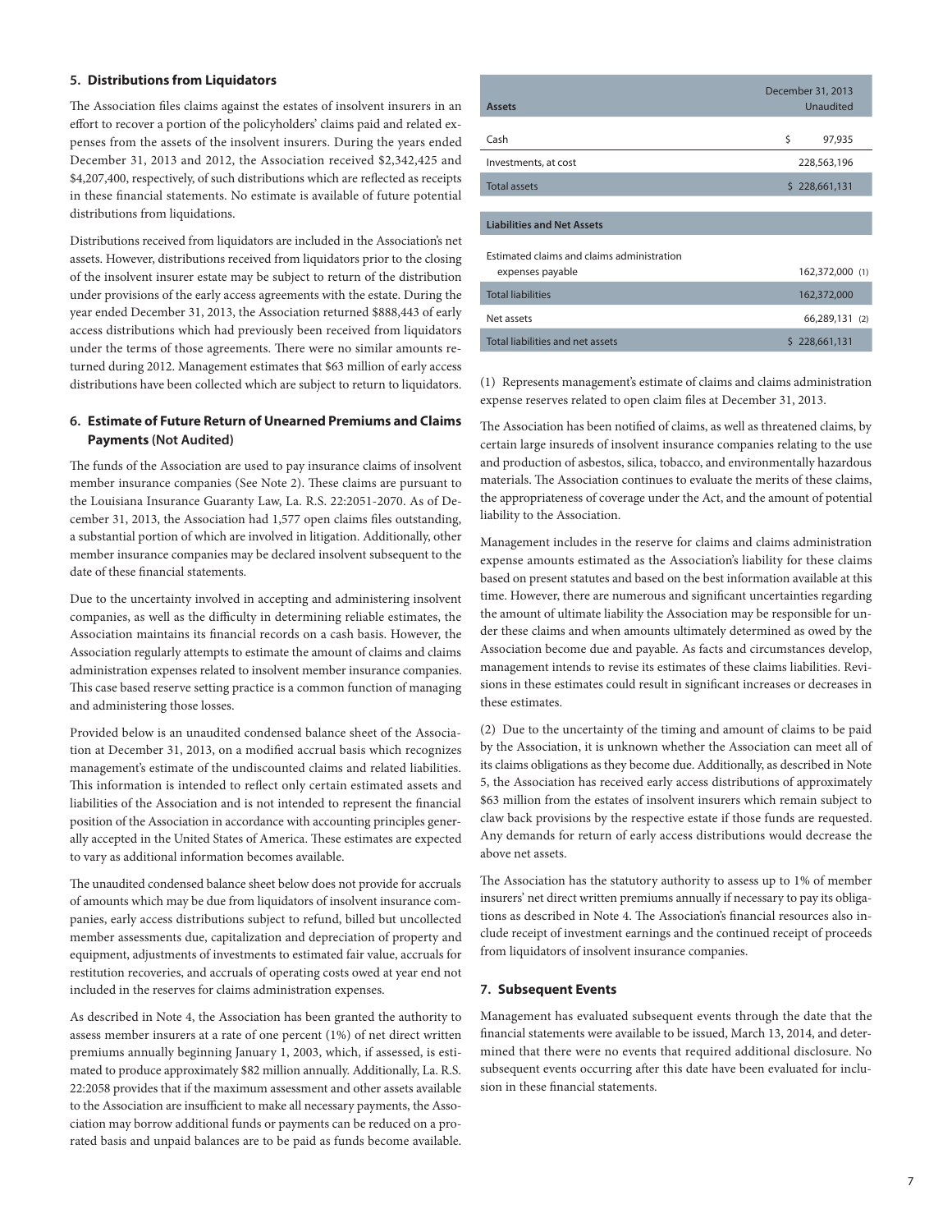### 5. Distributions from Liquidators

The Association files claims against the estates of insolvent insurers in an effort to recover a portion of the policyholders' claims paid and related expenses from the assets of the insolvent insurers. During the years ended December 31, 2013 and 2012, the Association received $2,342,425 and $4,207,400, respectively, of such distributions which are reflected as receipts in these financial statements. No estimate is available of future potential distributions from liquidations.

Distributions received from liquidators are included in the Association's net assets. However, distributions received from liquidators prior to the closing of the insolvent insurer estate may be subject to return of the distribution under provisions of the early access agreements with the estate. During the year ended December 31, 2013, the Association returned $888,443 of early access distributions which had previously been received from liquidators under the terms of those agreements. There were no similar amounts returned during 2012. Management estimates that $63 million of early access distributions have been collected which are subject to return to liquidators.

### 6. Estimate of Future Return of Unearned Premiums and Claims Payments (Not Audited)

The funds of the Association are used to pay insurance claims of insolvent member insurance companies (See Note 2). These claims are pursuant to the Louisiana Insurance Guaranty Law, La. R.S. 22:2051-2070. As of December 31, 2013, the Association had 1,577 open claims files outstanding, a substantial portion of which are involved in litigation. Additionally, other member insurance companies may be declared insolvent subsequent to the date of these financial statements.

Due to the uncertainty involved in accepting and administering insolvent companies, as well as the difficulty in determining reliable estimates, the Association maintains its financial records on a cash basis. However, the Association regularly attempts to estimate the amount of claims and claims administration expenses related to insolvent member insurance companies. This case based reserve setting practice is a common function of managing and administering those losses.

Provided below is an unaudited condensed balance sheet of the Association at December 31, 2013, on a modified accrual basis which recognizes management's estimate of the undiscounted claims and related liabilities. This information is intended to reflect only certain estimated assets and liabilities of the Association and is not intended to represent the financial position of the Association in accordance with accounting principles generally accepted in the United States of America. These estimates are expected to vary as additional information becomes available.

The unaudited condensed balance sheet below does not provide for accruals of amounts which may be due from liquidators of insolvent insurance companies, early access distributions subject to refund, billed but uncollected member assessments due, capitalization and depreciation of property and equipment, adjustments of investments to estimated fair value, accruals for restitution recoveries, and accruals of operating costs owed at year end not included in the reserves for claims administration expenses.

As described in Note 4, the Association has been granted the authority to assess member insurers at a rate of one percent (1%) of net direct written premiums annually beginning January 1, 2003, which, if assessed, is estimated to produce approximately $82 million annually. Additionally, La. R.S. 22:2058 provides that if the maximum assessment and other assets available to the Association are insufficient to make all necessary payments, the Association may borrow additional funds or payments can be reduced on a prorated basis and unpaid balances are to be paid as funds become available.

| Assets | December 31, 2013 Unaudited |
|---|---|
| Cash | $ 97,935 |
| Investments, at cost | 228,563,196 |
| Total assets | $ 228,661,131 |
| **Liabilities and Net Assets** | |
| Estimated claims and claims administration expenses payable | 162,372,000 (1) |
| Total liabilities | 162,372,000 |
| Net assets | 66,289,131 (2) |
| Total liabilities and net assets | $ 228,661,131 |

(1) Represents management's estimate of claims and claims administration expense reserves related to open claim files at December 31, 2013.

The Association has been notified of claims, as well as threatened claims, by certain large insureds of insolvent insurance companies relating to the use and production of asbestos, silica, tobacco, and environmentally hazardous materials. The Association continues to evaluate the merits of these claims, the appropriateness of coverage under the Act, and the amount of potential liability to the Association.

Management includes in the reserve for claims and claims administration expense amounts estimated as the Association's liability for these claims based on present statutes and based on the best information available at this time. However, there are numerous and significant uncertainties regarding the amount of ultimate liability the Association may be responsible for under these claims and when amounts ultimately determined as owed by the Association become due and payable. As facts and circumstances develop, management intends to revise its estimates of these claims liabilities. Revisions in these estimates could result in significant increases or decreases in these estimates.

(2) Due to the uncertainty of the timing and amount of claims to be paid by the Association, it is unknown whether the Association can meet all of its claims obligations as they become due. Additionally, as described in Note 5, the Association has received early access distributions of approximately $63 million from the estates of insolvent insurers which remain subject to claw back provisions by the respective estate if those funds are requested. Any demands for return of early access distributions would decrease the above net assets.

The Association has the statutory authority to assess up to 1% of member insurers' net direct written premiums annually if necessary to pay its obligations as described in Note 4. The Association's financial resources also include receipt of investment earnings and the continued receipt of proceeds from liquidators of insolvent insurance companies.

### 7. Subsequent Events

Management has evaluated subsequent events through the date that the financial statements were available to be issued, March 13, 2014, and determined that there were no events that required additional disclosure. No subsequent events occurring after this date have been evaluated for inclusion in these financial statements.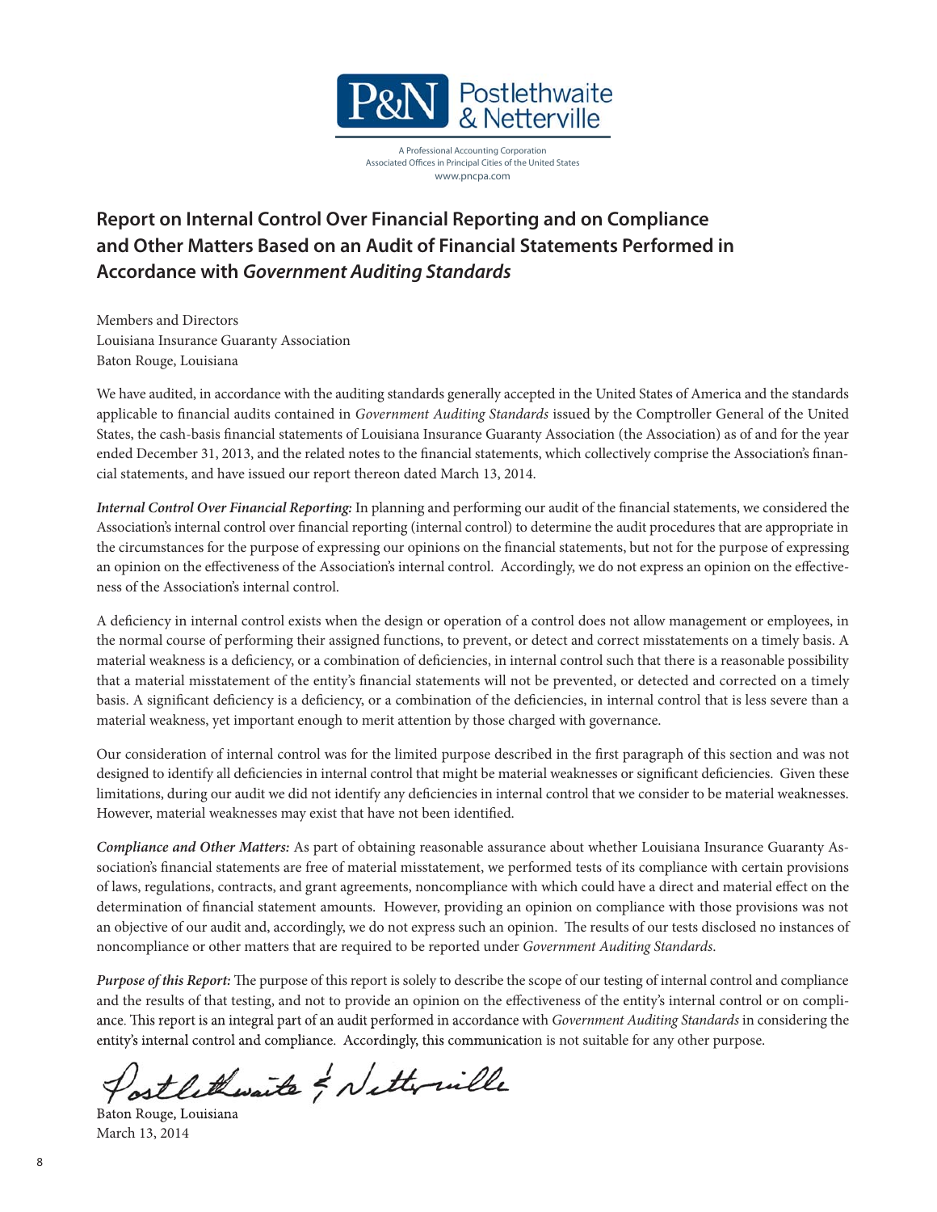P&N Postlethwaite & Netterville

A Professional Accounting Corporation
Associated Offices in Principal Cities of the United States
www.pncpa.com

## Report on Internal Control Over Financial Reporting and on Compliance and Other Matters Based on an Audit of Financial Statements Performed in Accordance with *Government Auditing Standards*

Members and Directors
Louisiana Insurance Guaranty Association
Baton Rouge, Louisiana

We have audited, in accordance with the auditing standards generally accepted in the United States of America and the standards applicable to financial audits contained in *Government Auditing Standards* issued by the Comptroller General of the United States, the cash-basis financial statements of Louisiana Insurance Guaranty Association (the Association) as of and for the year ended December 31, 2013, and the related notes to the financial statements, which collectively comprise the Association's financial statements, and have issued our report thereon dated March 13, 2014.

***Internal Control Over Financial Reporting:*** In planning and performing our audit of the financial statements, we considered the Association's internal control over financial reporting (internal control) to determine the audit procedures that are appropriate in the circumstances for the purpose of expressing our opinions on the financial statements, but not for the purpose of expressing an opinion on the effectiveness of the Association's internal control. Accordingly, we do not express an opinion on the effectiveness of the Association's internal control.

A deficiency in internal control exists when the design or operation of a control does not allow management or employees, in the normal course of performing their assigned functions, to prevent, or detect and correct misstatements on a timely basis. A material weakness is a deficiency, or a combination of deficiencies, in internal control such that there is a reasonable possibility that a material misstatement of the entity's financial statements will not be prevented, or detected and corrected on a timely basis. A significant deficiency is a deficiency, or a combination of the deficiencies, in internal control that is less severe than a material weakness, yet important enough to merit attention by those charged with governance.

Our consideration of internal control was for the limited purpose described in the first paragraph of this section and was not designed to identify all deficiencies in internal control that might be material weaknesses or significant deficiencies. Given these limitations, during our audit we did not identify any deficiencies in internal control that we consider to be material weaknesses. However, material weaknesses may exist that have not been identified.

***Compliance and Other Matters:*** As part of obtaining reasonable assurance about whether Louisiana Insurance Guaranty Association's financial statements are free of material misstatement, we performed tests of its compliance with certain provisions of laws, regulations, contracts, and grant agreements, noncompliance with which could have a direct and material effect on the determination of financial statement amounts. However, providing an opinion on compliance with those provisions was not an objective of our audit and, accordingly, we do not express such an opinion. The results of our tests disclosed no instances of noncompliance or other matters that are required to be reported under *Government Auditing Standards*.

***Purpose of this Report:*** The purpose of this report is solely to describe the scope of our testing of internal control and compliance and the results of that testing, and not to provide an opinion on the effectiveness of the entity's internal control or on compliance. This report is an integral part of an audit performed in accordance with *Government Auditing Standards* in considering the entity's internal control and compliance. Accordingly, this communication is not suitable for any other purpose.

Postlethwaite & Netterville

Baton Rouge, Louisiana
March 13, 2014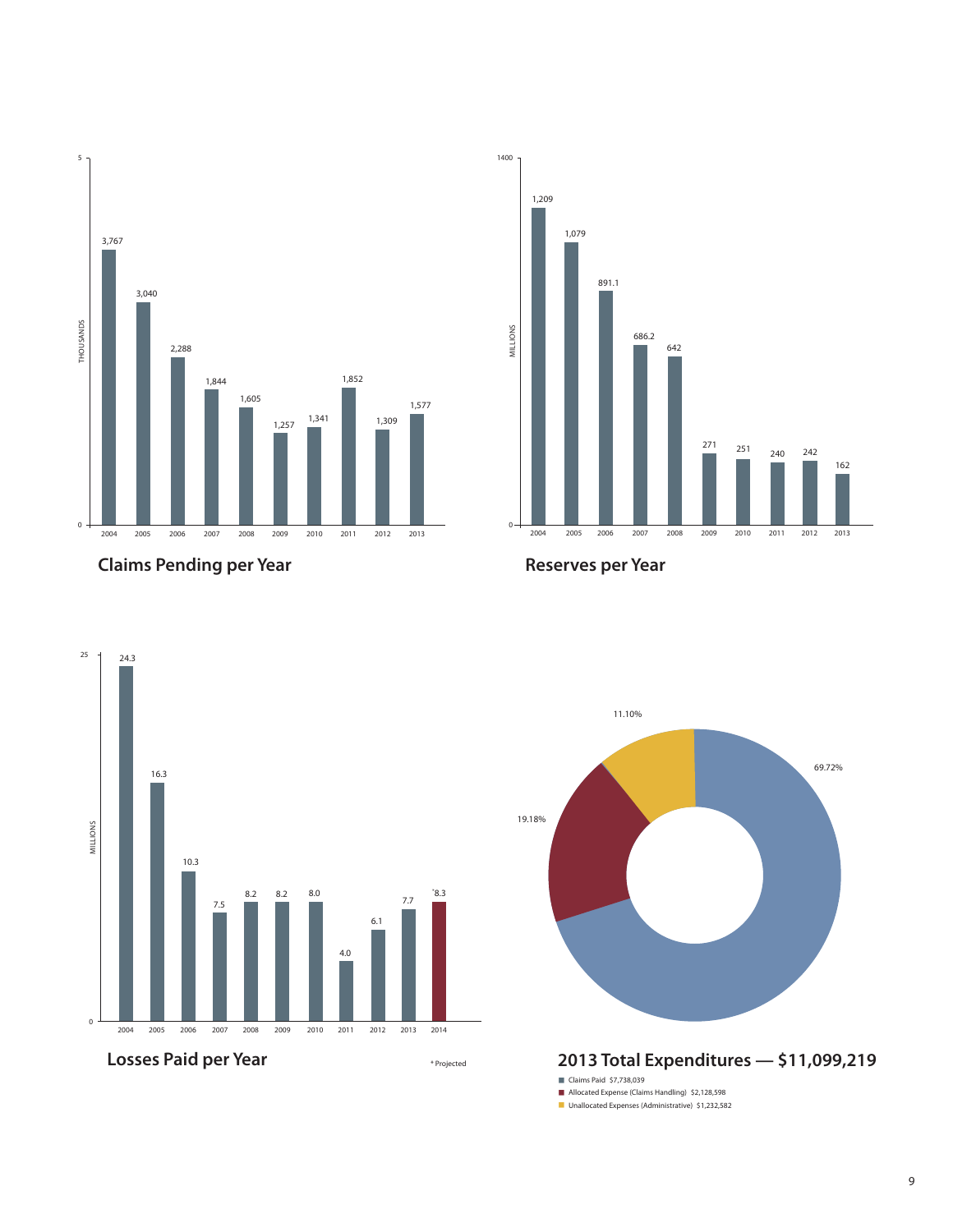## Claims Pending per Year

THOUSANDS

| Year | Claims Pending |
|---|---|
| 2004 | 3,767 |
| 2005 | 3,040 |
| 2006 | 2,288 |
| 2007 | 1,844 |
| 2008 | 1,605 |
| 2009 | 1,257 |
| 2010 | 1,341 |
| 2011 | 1,852 |
| 2012 | 1,309 |
| 2013 | 1,577 |

## Reserves per Year

MILLIONS

| Year | Reserves |
|---|---|
| 2004 | 1,209 |
| 2005 | 1,079 |
| 2006 | 891.1 |
| 2007 | 686.2 |
| 2008 | 642 |
| 2009 | 271 |
| 2010 | 251 |
| 2011 | 240 |
| 2012 | 242 |
| 2013 | 162 |

## Losses Paid per Year

MILLIONS

| Year | Losses Paid |
|---|---|
| 2004 | 24.3 |
| 2005 | 16.3 |
| 2006 | 10.3 |
| 2007 | 7.5 |
| 2008 | 8.2 |
| 2009 | 8.2 |
| 2010 | 8.0 |
| 2011 | 4.0 |
| 2012 | 6.1 |
| 2013 | 7.7 |
| 2014 | *8.3 |

* Projected

## 2013 Total Expenditures — $11,099,219

- Claims Paid $7,738,039 — 69.72%
- Allocated Expense (Claims Handling) $2,128,598 — 19.18%
- Unallocated Expenses (Administrative) $1,232,582 — 11.10%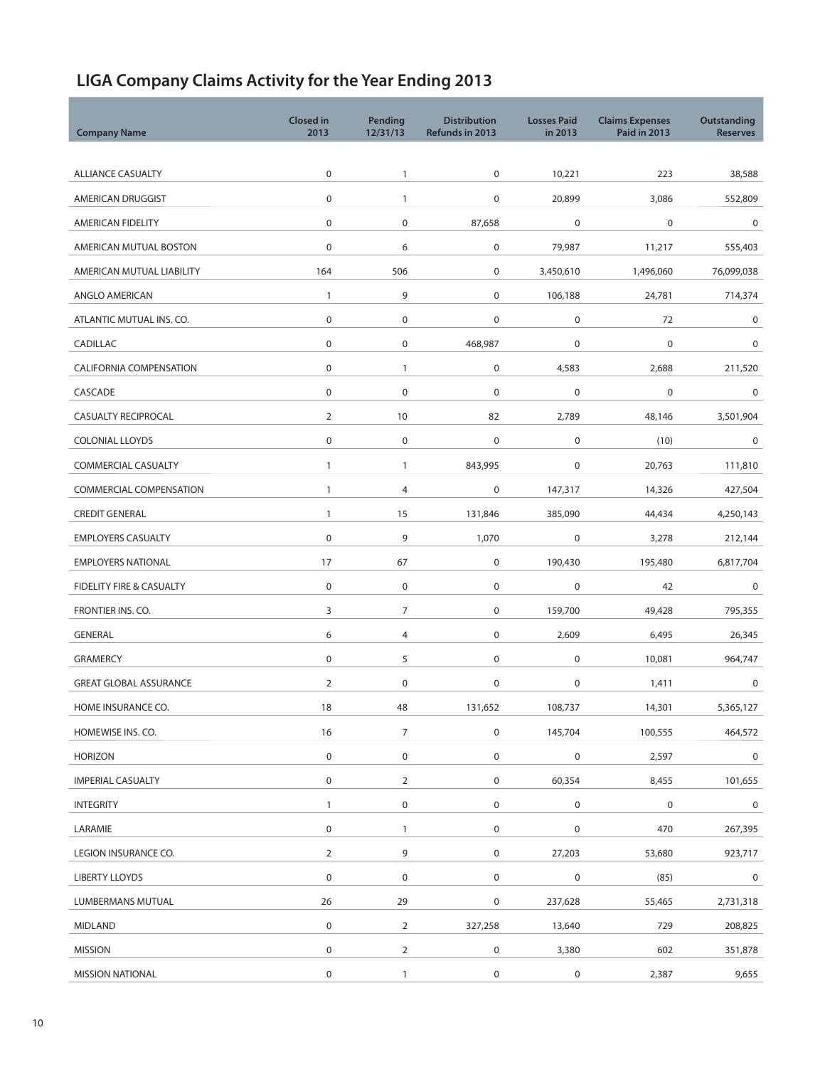## LIGA Company Claims Activity for the Year Ending 2013

| Company Name | Closed in 2013 | Pending 12/31/13 | Distribution Refunds in 2013 | Losses Paid in 2013 | Claims Expenses Paid in 2013 | Outstanding Reserves |
|---|---|---|---|---|---|---|
| ALLIANCE CASUALTY | 0 | 1 | 0 | 10,221 | 223 | 38,588 |
| AMERICAN DRUGGIST | 0 | 1 | 0 | 20,899 | 3,086 | 552,809 |
| AMERICAN FIDELITY | 0 | 0 | 87,658 | 0 | 0 | 0 |
| AMERICAN MUTUAL BOSTON | 0 | 6 | 0 | 79,987 | 11,217 | 555,403 |
| AMERICAN MUTUAL LIABILITY | 164 | 506 | 0 | 3,450,610 | 1,496,060 | 76,099,038 |
| ANGLO AMERICAN | 1 | 9 | 0 | 106,188 | 24,781 | 714,374 |
| ATLANTIC MUTUAL INS. CO. | 0 | 0 | 0 | 0 | 72 | 0 |
| CADILLAC | 0 | 0 | 468,987 | 0 | 0 | 0 |
| CALIFORNIA COMPENSATION | 0 | 1 | 0 | 4,583 | 2,688 | 211,520 |
| CASCADE | 0 | 0 | 0 | 0 | 0 | 0 |
| CASUALTY RECIPROCAL | 2 | 10 | 82 | 2,789 | 48,146 | 3,501,904 |
| COLONIAL LLOYDS | 0 | 0 | 0 | 0 | (10) | 0 |
| COMMERCIAL CASUALTY | 1 | 1 | 843,995 | 0 | 20,763 | 111,810 |
| COMMERCIAL COMPENSATION | 1 | 4 | 0 | 147,317 | 14,326 | 427,504 |
| CREDIT GENERAL | 1 | 15 | 131,846 | 385,090 | 44,434 | 4,250,143 |
| EMPLOYERS CASUALTY | 0 | 9 | 1,070 | 0 | 3,278 | 212,144 |
| EMPLOYERS NATIONAL | 17 | 67 | 0 | 190,430 | 195,480 | 6,817,704 |
| FIDELITY FIRE & CASUALTY | 0 | 0 | 0 | 0 | 42 | 0 |
| FRONTIER INS. CO. | 3 | 7 | 0 | 159,700 | 49,428 | 795,355 |
| GENERAL | 6 | 4 | 0 | 2,609 | 6,495 | 26,345 |
| GRAMERCY | 0 | 5 | 0 | 0 | 10,081 | 964,747 |
| GREAT GLOBAL ASSURANCE | 2 | 0 | 0 | 0 | 1,411 | 0 |
| HOME INSURANCE CO. | 18 | 48 | 131,652 | 108,737 | 14,301 | 5,365,127 |
| HOMEWISE INS. CO. | 16 | 7 | 0 | 145,704 | 100,555 | 464,572 |
| HORIZON | 0 | 0 | 0 | 0 | 2,597 | 0 |
| IMPERIAL CASUALTY | 0 | 2 | 0 | 60,354 | 8,455 | 101,655 |
| INTEGRITY | 1 | 0 | 0 | 0 | 0 | 0 |
| LARAMIE | 0 | 1 | 0 | 0 | 470 | 267,395 |
| LEGION INSURANCE CO. | 2 | 9 | 0 | 27,203 | 53,680 | 923,717 |
| LIBERTY LLOYDS | 0 | 0 | 0 | 0 | (85) | 0 |
| LUMBERMANS MUTUAL | 26 | 29 | 0 | 237,628 | 55,465 | 2,731,318 |
| MIDLAND | 0 | 2 | 327,258 | 13,640 | 729 | 208,825 |
| MISSION | 0 | 2 | 0 | 3,380 | 602 | 351,878 |
| MISSION NATIONAL | 0 | 1 | 0 | 0 | 2,387 | 9,655 |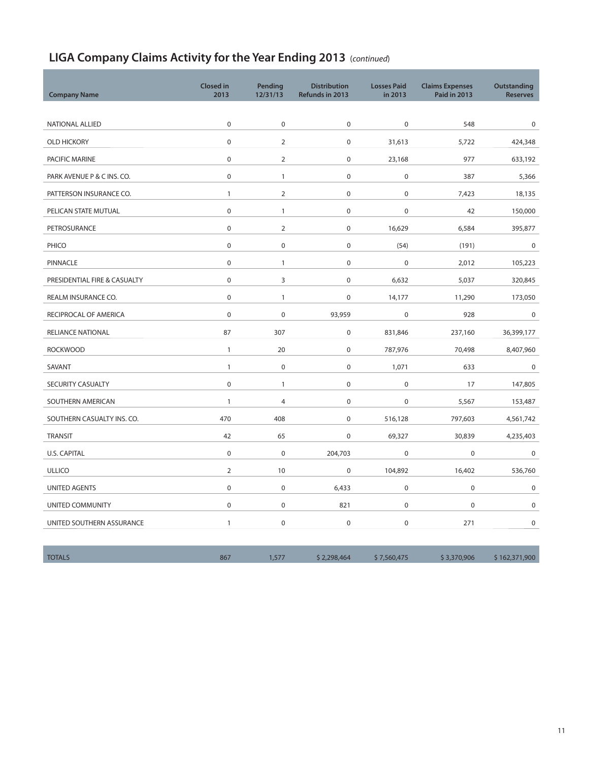## LIGA Company Claims Activity for the Year Ending 2013 (*continued*)

| Company Name | Closed in 2013 | Pending 12/31/13 | Distribution Refunds in 2013 | Losses Paid in 2013 | Claims Expenses Paid in 2013 | Outstanding Reserves |
|---|---|---|---|---|---|---|
| NATIONAL ALLIED | 0 | 0 | 0 | 0 | 548 | 0 |
| OLD HICKORY | 0 | 2 | 0 | 31,613 | 5,722 | 424,348 |
| PACIFIC MARINE | 0 | 2 | 0 | 23,168 | 977 | 633,192 |
| PARK AVENUE P & C INS. CO. | 0 | 1 | 0 | 0 | 387 | 5,366 |
| PATTERSON INSURANCE CO. | 1 | 2 | 0 | 0 | 7,423 | 18,135 |
| PELICAN STATE MUTUAL | 0 | 1 | 0 | 0 | 42 | 150,000 |
| PETROSURANCE | 0 | 2 | 0 | 16,629 | 6,584 | 395,877 |
| PHICO | 0 | 0 | 0 | (54) | (191) | 0 |
| PINNACLE | 0 | 1 | 0 | 0 | 2,012 | 105,223 |
| PRESIDENTIAL FIRE & CASUALTY | 0 | 3 | 0 | 6,632 | 5,037 | 320,845 |
| REALM INSURANCE CO. | 0 | 1 | 0 | 14,177 | 11,290 | 173,050 |
| RECIPROCAL OF AMERICA | 0 | 0 | 93,959 | 0 | 928 | 0 |
| RELIANCE NATIONAL | 87 | 307 | 0 | 831,846 | 237,160 | 36,399,177 |
| ROCKWOOD | 1 | 20 | 0 | 787,976 | 70,498 | 8,407,960 |
| SAVANT | 1 | 0 | 0 | 1,071 | 633 | 0 |
| SECURITY CASUALTY | 0 | 1 | 0 | 0 | 17 | 147,805 |
| SOUTHERN AMERICAN | 1 | 4 | 0 | 0 | 5,567 | 153,487 |
| SOUTHERN CASUALTY INS. CO. | 470 | 408 | 0 | 516,128 | 797,603 | 4,561,742 |
| TRANSIT | 42 | 65 | 0 | 69,327 | 30,839 | 4,235,403 |
| U.S. CAPITAL | 0 | 0 | 204,703 | 0 | 0 | 0 |
| ULLICO | 2 | 10 | 0 | 104,892 | 16,402 | 536,760 |
| UNITED AGENTS | 0 | 0 | 6,433 | 0 | 0 | 0 |
| UNITED COMMUNITY | 0 | 0 | 821 | 0 | 0 | 0 |
| UNITED SOUTHERN ASSURANCE | 1 | 0 | 0 | 0 | 271 | 0 |
| TOTALS | 867 | 1,577 | $ 2,298,464 | $ 7,560,475 | $ 3,370,906 | $ 162,371,900 |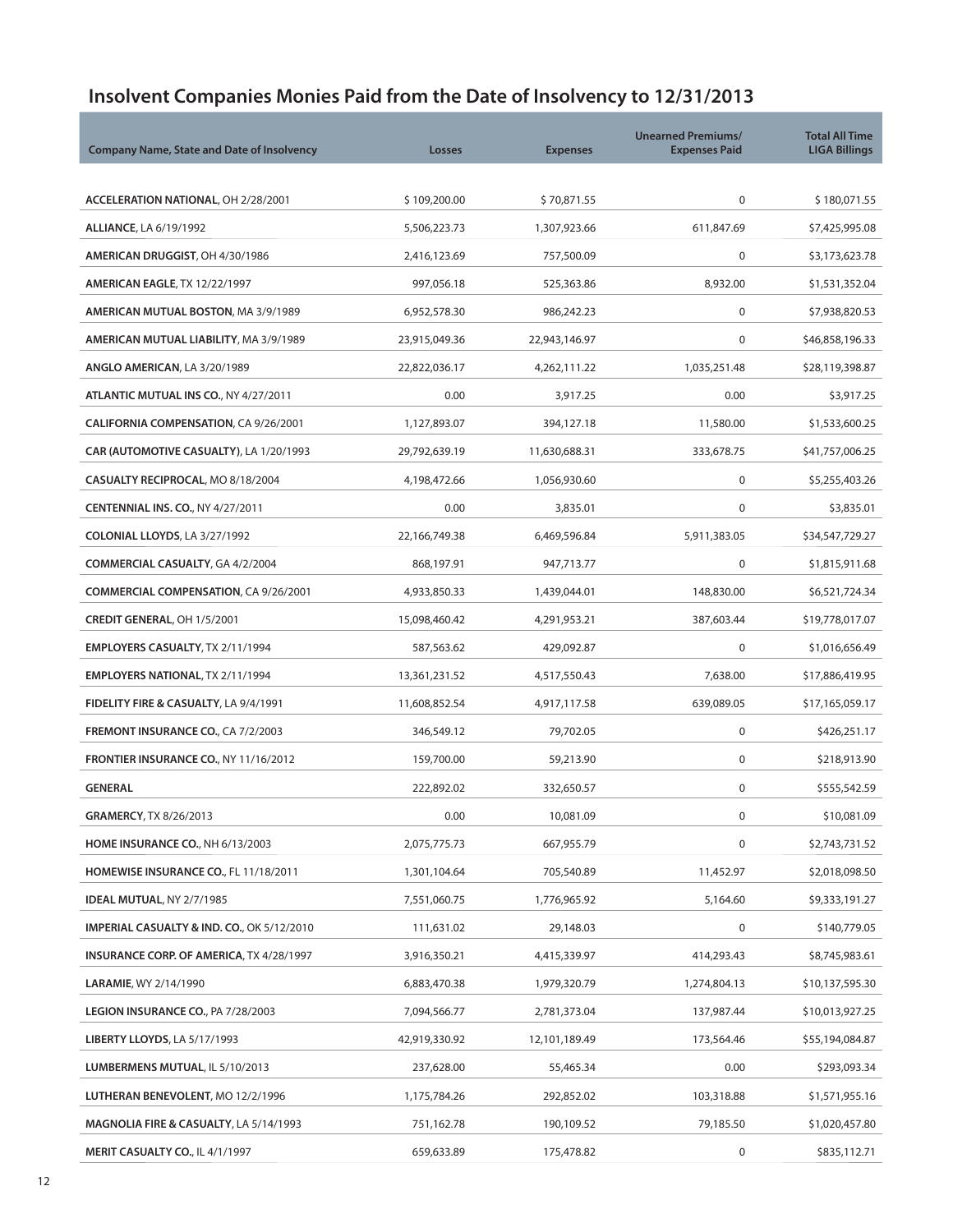## Insolvent Companies Monies Paid from the Date of Insolvency to 12/31/2013

| Company Name, State and Date of Insolvency | Losses | Expenses | Unearned Premiums/ Expenses Paid | Total All Time LIGA Billings |
|---|---|---|---|---|
| **ACCELERATION NATIONAL**, OH 2/28/2001 | $ 109,200.00 | $ 70,871.55 | 0 | $ 180,071.55 |
| **ALLIANCE**, LA 6/19/1992 | 5,506,223.73 | 1,307,923.66 | 611,847.69 | $7,425,995.08 |
| **AMERICAN DRUGGIST**, OH 4/30/1986 | 2,416,123.69 | 757,500.09 | 0 | $3,173,623.78 |
| **AMERICAN EAGLE**, TX 12/22/1997 | 997,056.18 | 525,363.86 | 8,932.00 | $1,531,352.04 |
| **AMERICAN MUTUAL BOSTON**, MA 3/9/1989 | 6,952,578.30 | 986,242.23 | 0 | $7,938,820.53 |
| **AMERICAN MUTUAL LIABILITY**, MA 3/9/1989 | 23,915,049.36 | 22,943,146.97 | 0 | $46,858,196.33 |
| **ANGLO AMERICAN**, LA 3/20/1989 | 22,822,036.17 | 4,262,111.22 | 1,035,251.48 | $28,119,398.87 |
| **ATLANTIC MUTUAL INS CO.**, NY 4/27/2011 | 0.00 | 3,917.25 | 0.00 | $3,917.25 |
| **CALIFORNIA COMPENSATION**, CA 9/26/2001 | 1,127,893.07 | 394,127.18 | 11,580.00 | $1,533,600.25 |
| **CAR (AUTOMOTIVE CASUALTY)**, LA 1/20/1993 | 29,792,639.19 | 11,630,688.31 | 333,678.75 | $41,757,006.25 |
| **CASUALTY RECIPROCAL**, MO 8/18/2004 | 4,198,472.66 | 1,056,930.60 | 0 | $5,255,403.26 |
| **CENTENNIAL INS. CO.**, NY 4/27/2011 | 0.00 | 3,835.01 | 0 | $3,835.01 |
| **COLONIAL LLOYDS**, LA 3/27/1992 | 22,166,749.38 | 6,469,596.84 | 5,911,383.05 | $34,547,729.27 |
| **COMMERCIAL CASUALTY**, GA 4/2/2004 | 868,197.91 | 947,713.77 | 0 | $1,815,911.68 |
| **COMMERCIAL COMPENSATION**, CA 9/26/2001 | 4,933,850.33 | 1,439,044.01 | 148,830.00 | $6,521,724.34 |
| **CREDIT GENERAL**, OH 1/5/2001 | 15,098,460.42 | 4,291,953.21 | 387,603.44 | $19,778,017.07 |
| **EMPLOYERS CASUALTY**, TX 2/11/1994 | 587,563.62 | 429,092.87 | 0 | $1,016,656.49 |
| **EMPLOYERS NATIONAL**, TX 2/11/1994 | 13,361,231.52 | 4,517,550.43 | 7,638.00 | $17,886,419.95 |
| **FIDELITY FIRE & CASUALTY**, LA 9/4/1991 | 11,608,852.54 | 4,917,117.58 | 639,089.05 | $17,165,059.17 |
| **FREMONT INSURANCE CO.**, CA 7/2/2003 | 346,549.12 | 79,702.05 | 0 | $426,251.17 |
| **FRONTIER INSURANCE CO.**, NY 11/16/2012 | 159,700.00 | 59,213.90 | 0 | $218,913.90 |
| **GENERAL** | 222,892.02 | 332,650.57 | 0 | $555,542.59 |
| **GRAMERCY**, TX 8/26/2013 | 0.00 | 10,081.09 | 0 | $10,081.09 |
| **HOME INSURANCE CO.**, NH 6/13/2003 | 2,075,775.73 | 667,955.79 | 0 | $2,743,731.52 |
| **HOMEWISE INSURANCE CO.**, FL 11/18/2011 | 1,301,104.64 | 705,540.89 | 11,452.97 | $2,018,098.50 |
| **IDEAL MUTUAL**, NY 2/7/1985 | 7,551,060.75 | 1,776,965.92 | 5,164.60 | $9,333,191.27 |
| **IMPERIAL CASUALTY & IND. CO.**, OK 5/12/2010 | 111,631.02 | 29,148.03 | 0 | $140,779.05 |
| **INSURANCE CORP. OF AMERICA**, TX 4/28/1997 | 3,916,350.21 | 4,415,339.97 | 414,293.43 | $8,745,983.61 |
| **LARAMIE**, WY 2/14/1990 | 6,883,470.38 | 1,979,320.79 | 1,274,804.13 | $10,137,595.30 |
| **LEGION INSURANCE CO.**, PA 7/28/2003 | 7,094,566.77 | 2,781,373.04 | 137,987.44 | $10,013,927.25 |
| **LIBERTY LLOYDS**, LA 5/17/1993 | 42,919,330.92 | 12,101,189.49 | 173,564.46 | $55,194,084.87 |
| **LUMBERMENS MUTUAL**, IL 5/10/2013 | 237,628.00 | 55,465.34 | 0.00 | $293,093.34 |
| **LUTHERAN BENEVOLENT**, MO 12/2/1996 | 1,175,784.26 | 292,852.02 | 103,318.88 | $1,571,955.16 |
| **MAGNOLIA FIRE & CASUALTY**, LA 5/14/1993 | 751,162.78 | 190,109.52 | 79,185.50 | $1,020,457.80 |
| **MERIT CASUALTY CO.**, IL 4/1/1997 | 659,633.89 | 175,478.82 | 0 | $835,112.71 |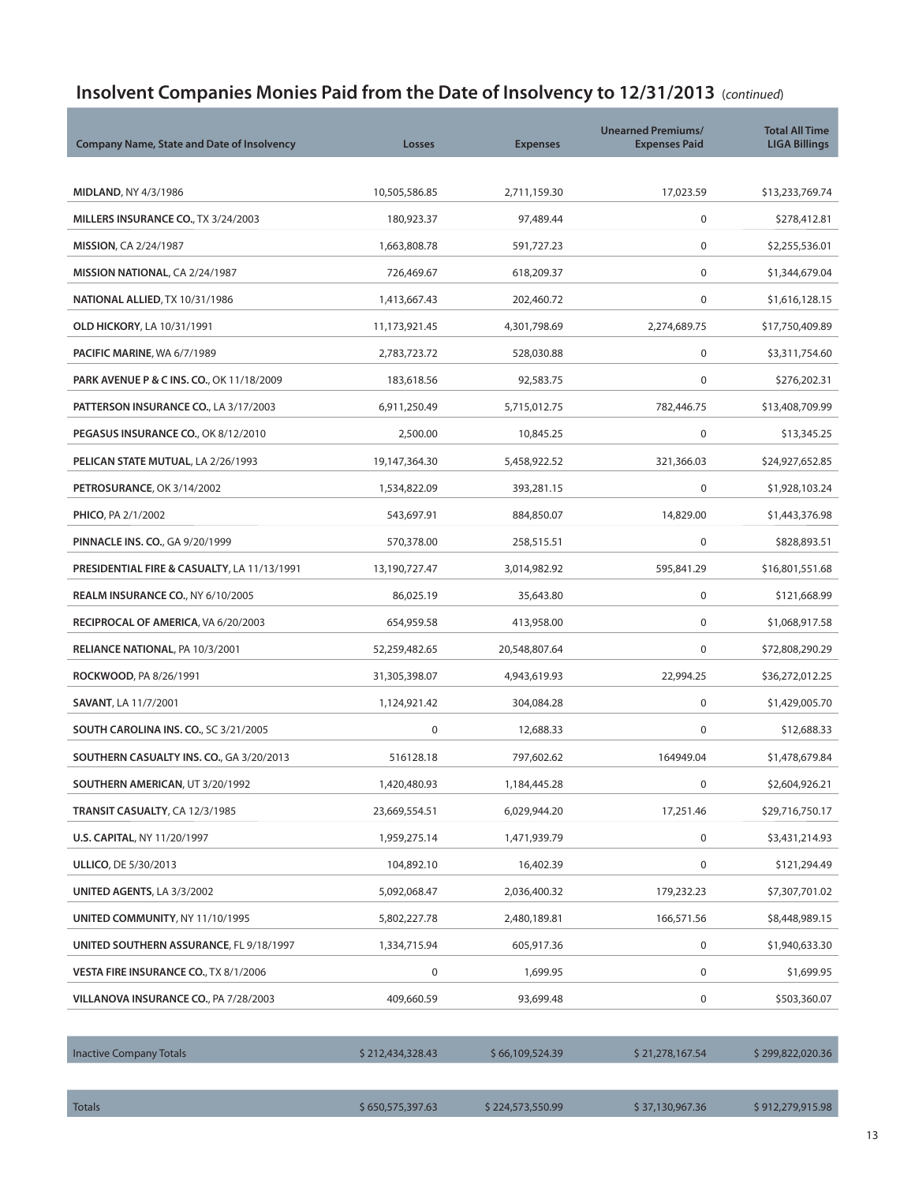## Insolvent Companies Monies Paid from the Date of Insolvency to 12/31/2013 (*continued*)

| Company Name, State and Date of Insolvency | Losses | Expenses | Unearned Premiums/ Expenses Paid | Total All Time LIGA Billings |
|---|---|---|---|---|
| **MIDLAND**, NY 4/3/1986 | 10,505,586.85 | 2,711,159.30 | 17,023.59 | $13,233,769.74 |
| **MILLERS INSURANCE CO.**, TX 3/24/2003 | 180,923.37 | 97,489.44 | 0 | $278,412.81 |
| **MISSION**, CA 2/24/1987 | 1,663,808.78 | 591,727.23 | 0 | $2,255,536.01 |
| **MISSION NATIONAL**, CA 2/24/1987 | 726,469.67 | 618,209.37 | 0 | $1,344,679.04 |
| **NATIONAL ALLIED**, TX 10/31/1986 | 1,413,667.43 | 202,460.72 | 0 | $1,616,128.15 |
| **OLD HICKORY**, LA 10/31/1991 | 11,173,921.45 | 4,301,798.69 | 2,274,689.75 | $17,750,409.89 |
| **PACIFIC MARINE**, WA 6/7/1989 | 2,783,723.72 | 528,030.88 | 0 | $3,311,754.60 |
| **PARK AVENUE P & C INS. CO.**, OK 11/18/2009 | 183,618.56 | 92,583.75 | 0 | $276,202.31 |
| **PATTERSON INSURANCE CO.**, LA 3/17/2003 | 6,911,250.49 | 5,715,012.75 | 782,446.75 | $13,408,709.99 |
| **PEGASUS INSURANCE CO.**, OK 8/12/2010 | 2,500.00 | 10,845.25 | 0 | $13,345.25 |
| **PELICAN STATE MUTUAL**, LA 2/26/1993 | 19,147,364.30 | 5,458,922.52 | 321,366.03 | $24,927,652.85 |
| **PETROSURANCE**, OK 3/14/2002 | 1,534,822.09 | 393,281.15 | 0 | $1,928,103.24 |
| **PHICO**, PA 2/1/2002 | 543,697.91 | 884,850.07 | 14,829.00 | $1,443,376.98 |
| **PINNACLE INS. CO.**, GA 9/20/1999 | 570,378.00 | 258,515.51 | 0 | $828,893.51 |
| **PRESIDENTIAL FIRE & CASUALTY**, LA 11/13/1991 | 13,190,727.47 | 3,014,982.92 | 595,841.29 | $16,801,551.68 |
| **REALM INSURANCE CO.**, NY 6/10/2005 | 86,025.19 | 35,643.80 | 0 | $121,668.99 |
| **RECIPROCAL OF AMERICA**, VA 6/20/2003 | 654,959.58 | 413,958.00 | 0 | $1,068,917.58 |
| **RELIANCE NATIONAL**, PA 10/3/2001 | 52,259,482.65 | 20,548,807.64 | 0 | $72,808,290.29 |
| **ROCKWOOD**, PA 8/26/1991 | 31,305,398.07 | 4,943,619.93 | 22,994.25 | $36,272,012.25 |
| **SAVANT**, LA 11/7/2001 | 1,124,921.42 | 304,084.28 | 0 | $1,429,005.70 |
| **SOUTH CAROLINA INS. CO.**, SC 3/21/2005 | 0 | 12,688.33 | 0 | $12,688.33 |
| **SOUTHERN CASUALTY INS. CO.**, GA 3/20/2013 | 516128.18 | 797,602.62 | 164949.04 | $1,478,679.84 |
| **SOUTHERN AMERICAN**, UT 3/20/1992 | 1,420,480.93 | 1,184,445.28 | 0 | $2,604,926.21 |
| **TRANSIT CASUALTY**, CA 12/3/1985 | 23,669,554.51 | 6,029,944.20 | 17,251.46 | $29,716,750.17 |
| **U.S. CAPITAL**, NY 11/20/1997 | 1,959,275.14 | 1,471,939.79 | 0 | $3,431,214.93 |
| **ULLICO**, DE 5/30/2013 | 104,892.10 | 16,402.39 | 0 | $121,294.49 |
| **UNITED AGENTS**, LA 3/3/2002 | 5,092,068.47 | 2,036,400.32 | 179,232.23 | $7,307,701.02 |
| **UNITED COMMUNITY**, NY 11/10/1995 | 5,802,227.78 | 2,480,189.81 | 166,571.56 | $8,448,989.15 |
| **UNITED SOUTHERN ASSURANCE**, FL 9/18/1997 | 1,334,715.94 | 605,917.36 | 0 | $1,940,633.30 |
| **VESTA FIRE INSURANCE CO.**, TX 8/1/2006 | 0 | 1,699.95 | 0 | $1,699.95 |
| **VILLANOVA INSURANCE CO.**, PA 7/28/2003 | 409,660.59 | 93,699.48 | 0 | $503,360.07 |
| Inactive Company Totals | $ 212,434,328.43 | $ 66,109,524.39 | $ 21,278,167.54 | $ 299,822,020.36 |
| Totals | $ 650,575,397.63 | $ 224,573,550.99 | $ 37,130,967.36 | $ 912,279,915.98 |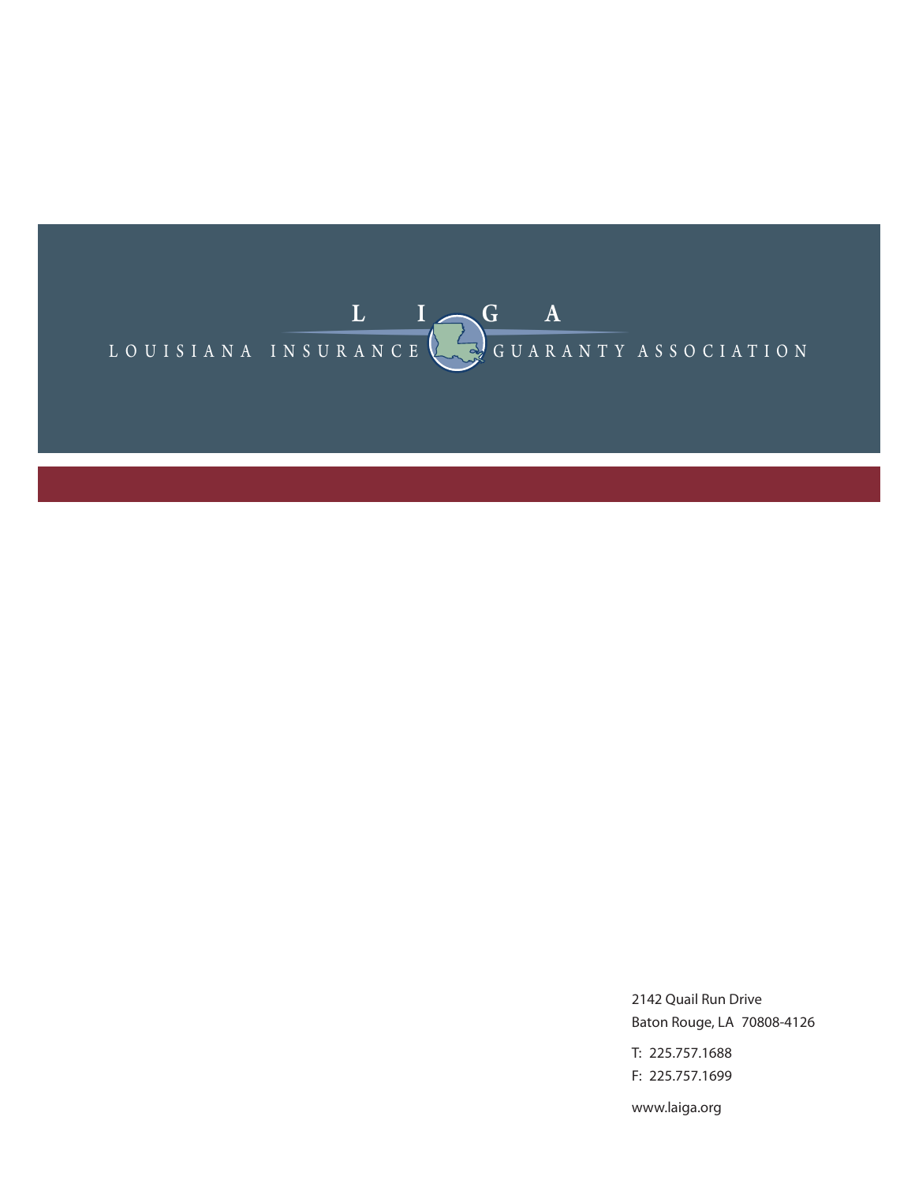L I G A

LOUISIANA INSURANCE GUARANTY ASSOCIATION

2142 Quail Run Drive
Baton Rouge, LA 70808-4126

T: 225.757.1688
F: 225.757.1699

www.laiga.org